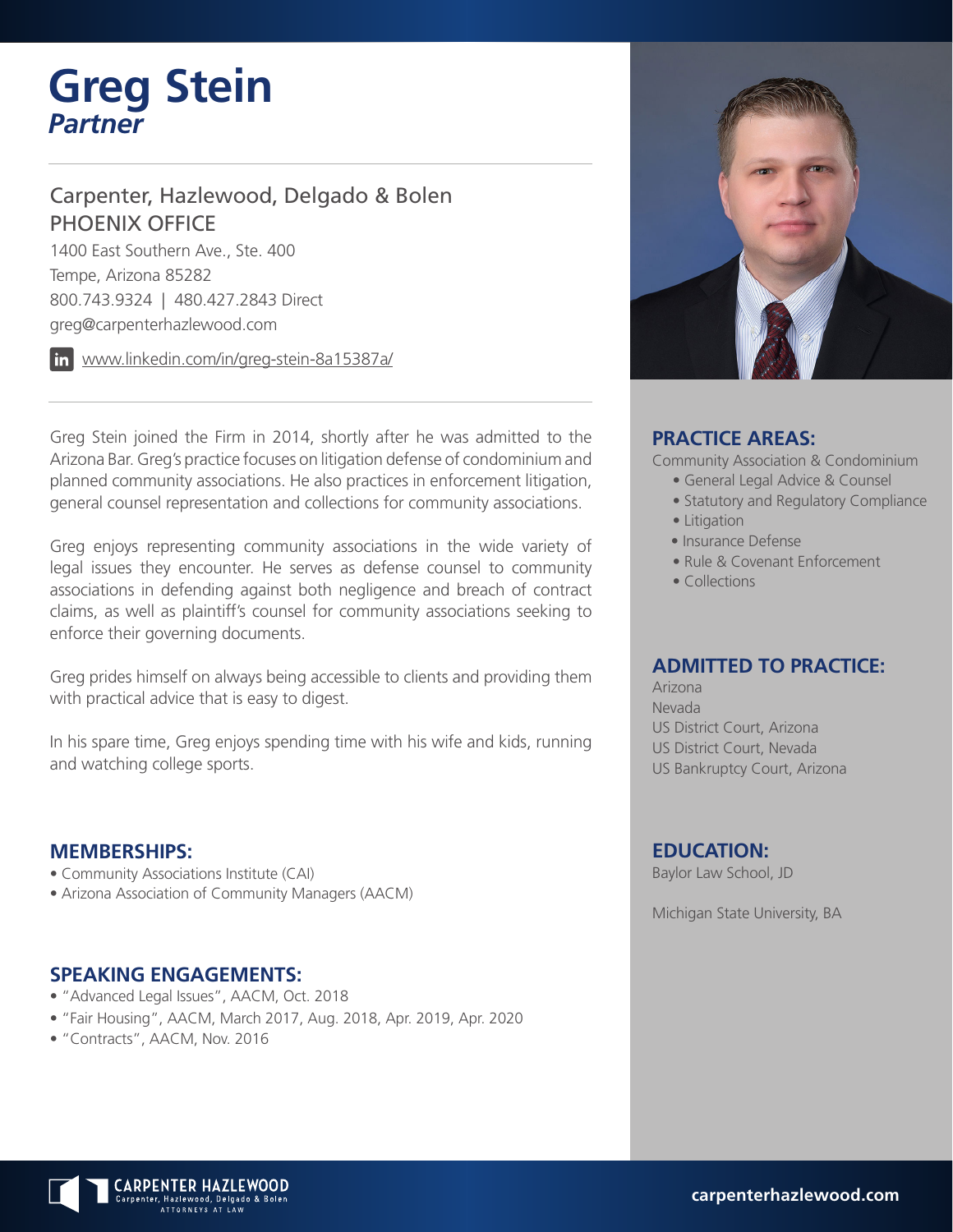# Greg Stein

***Partner***

Carpenter, Hazlewood, Delgado & Bolen
PHOENIX OFFICE
1400 East Southern Ave., Ste. 400
Tempe, Arizona 85282
800.743.9324 | 480.427.2843 Direct
greg@carpenterhazlewood.com

www.linkedin.com/in/greg-stein-8a15387a/

Greg Stein joined the Firm in 2014, shortly after he was admitted to the Arizona Bar. Greg's practice focuses on litigation defense of condominium and planned community associations. He also practices in enforcement litigation, general counsel representation and collections for community associations.

Greg enjoys representing community associations in the wide variety of legal issues they encounter. He serves as defense counsel to community associations in defending against both negligence and breach of contract claims, as well as plaintiff's counsel for community associations seeking to enforce their governing documents.

Greg prides himself on always being accessible to clients and providing them with practical advice that is easy to digest.

In his spare time, Greg enjoys spending time with his wife and kids, running and watching college sports.

## MEMBERSHIPS:

- Community Associations Institute (CAI)
- Arizona Association of Community Managers (AACM)

## SPEAKING ENGAGEMENTS:

- "Advanced Legal Issues", AACM, Oct. 2018
- "Fair Housing", AACM, March 2017, Aug. 2018, Apr. 2019, Apr. 2020
- "Contracts", AACM, Nov. 2016

## PRACTICE AREAS:

Community Association & Condominium

- General Legal Advice & Counsel
- Statutory and Regulatory Compliance
- Litigation
- Insurance Defense
- Rule & Covenant Enforcement
- Collections

## ADMITTED TO PRACTICE:

Arizona
Nevada
US District Court, Arizona
US District Court, Nevada
US Bankruptcy Court, Arizona

## EDUCATION:

Baylor Law School, JD

Michigan State University, BA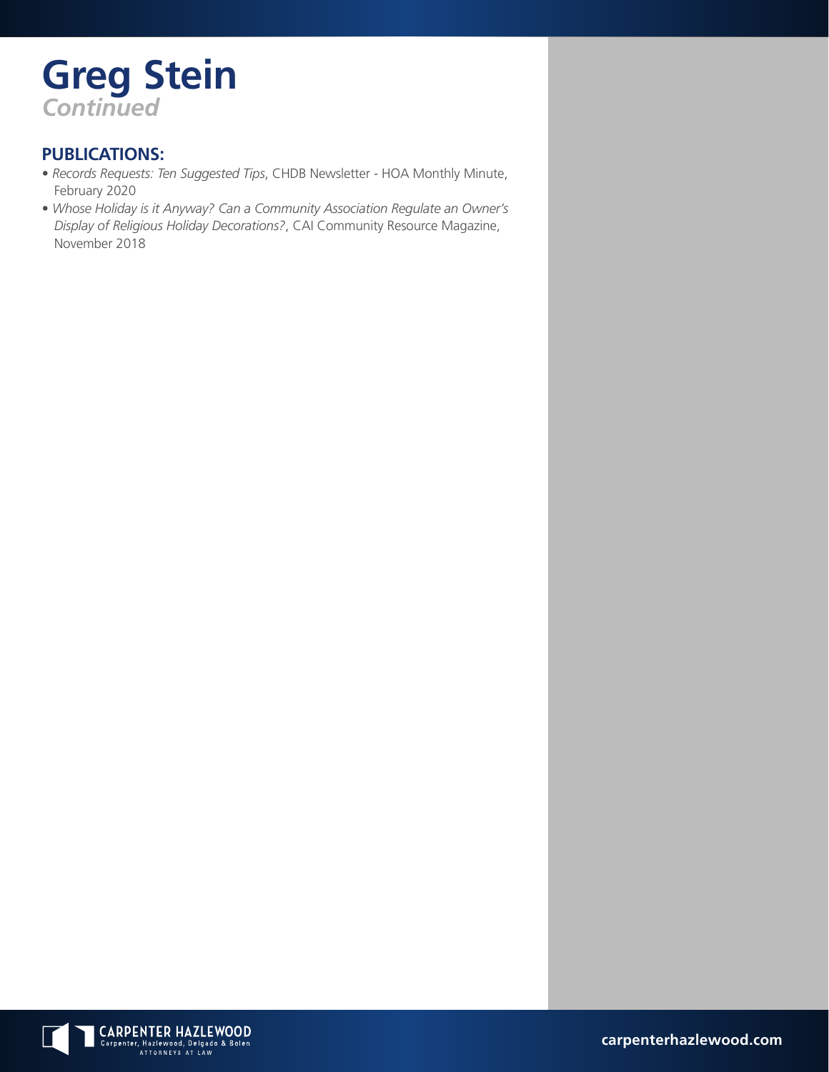# Greg Stein

*Continued*

## PUBLICATIONS:

- *Records Requests: Ten Suggested Tips*, CHDB Newsletter - HOA Monthly Minute, February 2020
- *Whose Holiday is it Anyway? Can a Community Association Regulate an Owner's Display of Religious Holiday Decorations?*, CAI Community Resource Magazine, November 2018